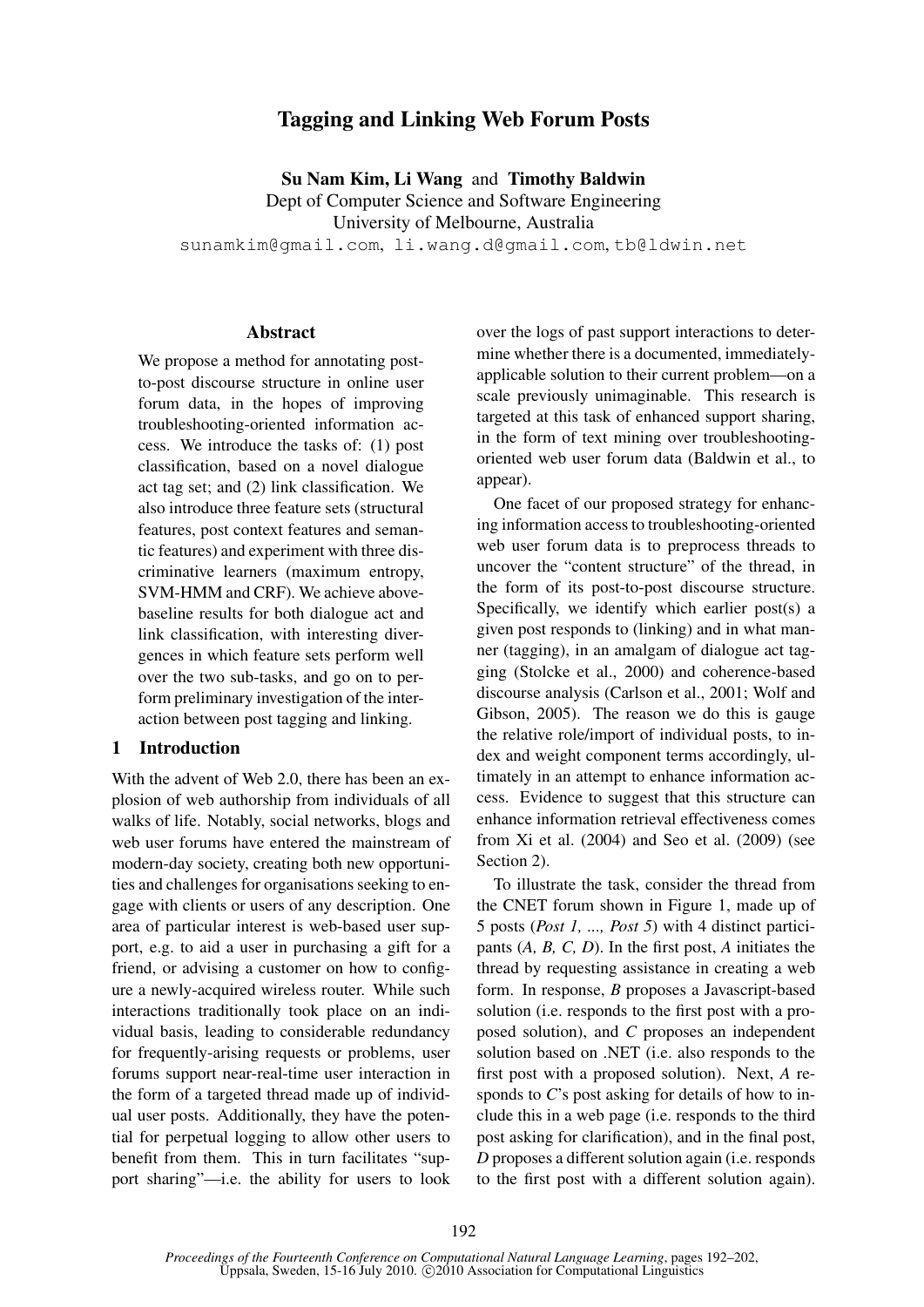# Tagging and Linking Web Forum Posts

**Su Nam Kim, Li Wang** and **Timothy Baldwin**
Dept of Computer Science and Software Engineering
University of Melbourne, Australia
sunamkim@gmail.com, li.wang.d@gmail.com, tb@ldwin.net

## Abstract

We propose a method for annotating post-to-post discourse structure in online user forum data, in the hopes of improving troubleshooting-oriented information access. We introduce the tasks of: (1) post classification, based on a novel dialogue act tag set; and (2) link classification. We also introduce three feature sets (structural features, post context features and semantic features) and experiment with three discriminative learners (maximum entropy, SVM-HMM and CRF). We achieve above-baseline results for both dialogue act and link classification, with interesting divergences in which feature sets perform well over the two sub-tasks, and go on to perform preliminary investigation of the interaction between post tagging and linking.

## 1 Introduction

With the advent of Web 2.0, there has been an explosion of web authorship from individuals of all walks of life. Notably, social networks, blogs and web user forums have entered the mainstream of modern-day society, creating both new opportunities and challenges for organisations seeking to engage with clients or users of any description. One area of particular interest is web-based user support, e.g. to aid a user in purchasing a gift for a friend, or advising a customer on how to configure a newly-acquired wireless router. While such interactions traditionally took place on an individual basis, leading to considerable redundancy for frequently-arising requests or problems, user forums support near-real-time user interaction in the form of a targeted thread made up of individual user posts. Additionally, they have the potential for perpetual logging to allow other users to benefit from them. This in turn facilitates "support sharing"—i.e. the ability for users to look over the logs of past support interactions to determine whether there is a documented, immediately-applicable solution to their current problem—on a scale previously unimaginable. This research is targeted at this task of enhanced support sharing, in the form of text mining over troubleshooting-oriented web user forum data (Baldwin et al., to appear).

One facet of our proposed strategy for enhancing information access to troubleshooting-oriented web user forum data is to preprocess threads to uncover the "content structure" of the thread, in the form of its post-to-post discourse structure. Specifically, we identify which earlier post(s) a given post responds to (linking) and in what manner (tagging), in an amalgam of dialogue act tagging (Stolcke et al., 2000) and coherence-based discourse analysis (Carlson et al., 2001; Wolf and Gibson, 2005). The reason we do this is gauge the relative role/import of individual posts, to index and weight component terms accordingly, ultimately in an attempt to enhance information access. Evidence to suggest that this structure can enhance information retrieval effectiveness comes from Xi et al. (2004) and Seo et al. (2009) (see Section 2).

To illustrate the task, consider the thread from the CNET forum shown in Figure 1, made up of 5 posts (*Post 1, ..., Post 5*) with 4 distinct participants (*A, B, C, D*). In the first post, *A* initiates the thread by requesting assistance in creating a web form. In response, *B* proposes a Javascript-based solution (i.e. responds to the first post with a proposed solution), and *C* proposes an independent solution based on .NET (i.e. also responds to the first post with a proposed solution). Next, *A* responds to *C*'s post asking for details of how to include this in a web page (i.e. responds to the third post asking for clarification), and in the final post, *D* proposes a different solution again (i.e. responds to the first post with a different solution again).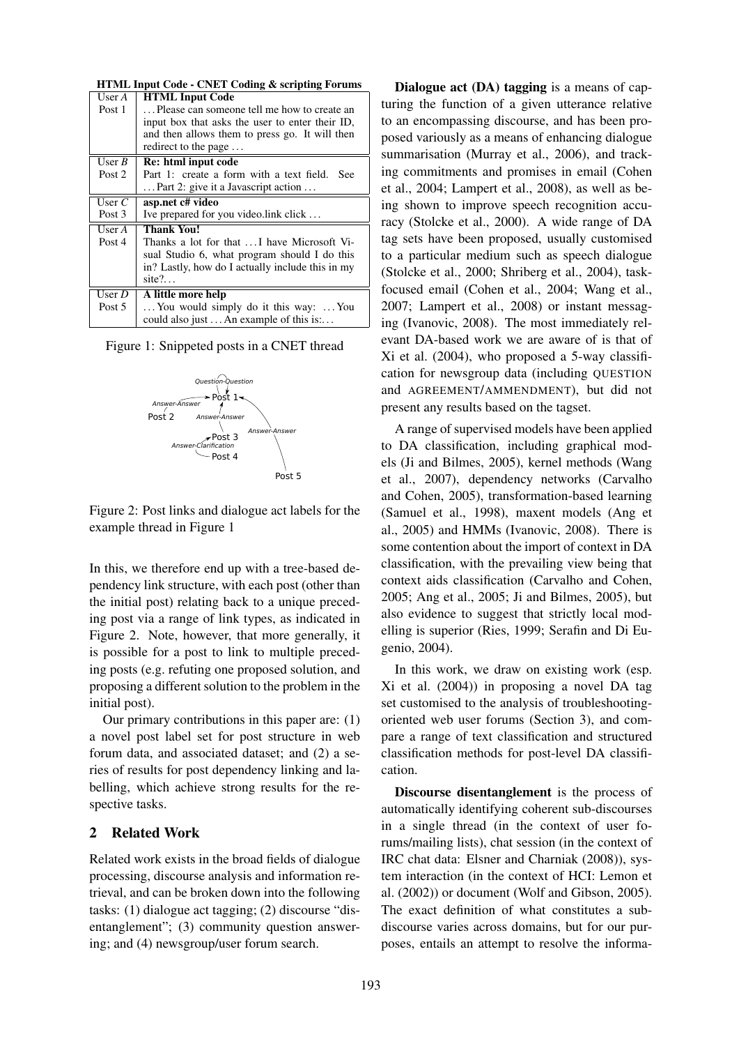**HTML Input Code - CNET Coding & scripting Forums**

| User *A* | **HTML Input Code** |
|---|---|
| Post 1 | . . . Please can someone tell me how to create an input box that asks the user to enter their ID, and then allows them to press go. It will then redirect to the page . . . |
| User *B* | **Re: html input code** |
| Post 2 | Part 1: create a form with a text field. See . . . Part 2: give it a Javascript action . . . |
| User *C* | **asp.net c# video** |
| Post 3 | Ive prepared for you video.link click . . . |
| User *A* | **Thank You!** |
| Post 4 | Thanks a lot for that . . . I have Microsoft Visual Studio 6, what program should I do this in? Lastly, how do I actually include this in my site?. . . |
| User *D* | **A little more help** |
| Post 5 | . . . You would simply do it this way: . . . You could also just . . . An example of this is:. . . |

Figure 1: Snippeted posts in a CNET thread

Figure 2: Post links and dialogue act labels for the example thread in Figure 1

In this, we therefore end up with a tree-based dependency link structure, with each post (other than the initial post) relating back to a unique preceding post via a range of link types, as indicated in Figure 2. Note, however, that more generally, it is possible for a post to link to multiple preceding posts (e.g. refuting one proposed solution, and proposing a different solution to the problem in the initial post).

Our primary contributions in this paper are: (1) a novel post label set for post structure in web forum data, and associated dataset; and (2) a series of results for post dependency linking and labelling, which achieve strong results for the respective tasks.

## 2 Related Work

Related work exists in the broad fields of dialogue processing, discourse analysis and information retrieval, and can be broken down into the following tasks: (1) dialogue act tagging; (2) discourse "disentanglement"; (3) community question answering; and (4) newsgroup/user forum search.

**Dialogue act (DA) tagging** is a means of capturing the function of a given utterance relative to an encompassing discourse, and has been proposed variously as a means of enhancing dialogue summarisation (Murray et al., 2006), and tracking commitments and promises in email (Cohen et al., 2004; Lampert et al., 2008), as well as being shown to improve speech recognition accuracy (Stolcke et al., 2000). A wide range of DA tag sets have been proposed, usually customised to a particular medium such as speech dialogue (Stolcke et al., 2000; Shriberg et al., 2004), task-focused email (Cohen et al., 2004; Wang et al., 2007; Lampert et al., 2008) or instant messaging (Ivanovic, 2008). The most immediately relevant DA-based work we are aware of is that of Xi et al. (2004), who proposed a 5-way classification for newsgroup data (including QUESTION and AGREEMENT/AMMENDMENT), but did not present any results based on the tagset.

A range of supervised models have been applied to DA classification, including graphical models (Ji and Bilmes, 2005), kernel methods (Wang et al., 2007), dependency networks (Carvalho and Cohen, 2005), transformation-based learning (Samuel et al., 1998), maxent models (Ang et al., 2005) and HMMs (Ivanovic, 2008). There is some contention about the import of context in DA classification, with the prevailing view being that context aids classification (Carvalho and Cohen, 2005; Ang et al., 2005; Ji and Bilmes, 2005), but also evidence to suggest that strictly local modelling is superior (Ries, 1999; Serafin and Di Eugenio, 2004).

In this work, we draw on existing work (esp. Xi et al. (2004)) in proposing a novel DA tag set customised to the analysis of troubleshooting-oriented web user forums (Section 3), and compare a range of text classification and structured classification methods for post-level DA classification.

**Discourse disentanglement** is the process of automatically identifying coherent sub-discourses in a single thread (in the context of user forums/mailing lists), chat session (in the context of IRC chat data: Elsner and Charniak (2008)), system interaction (in the context of HCI: Lemon et al. (2002)) or document (Wolf and Gibson, 2005). The exact definition of what constitutes a sub-discourse varies across domains, but for our purposes, entails an attempt to resolve the informa-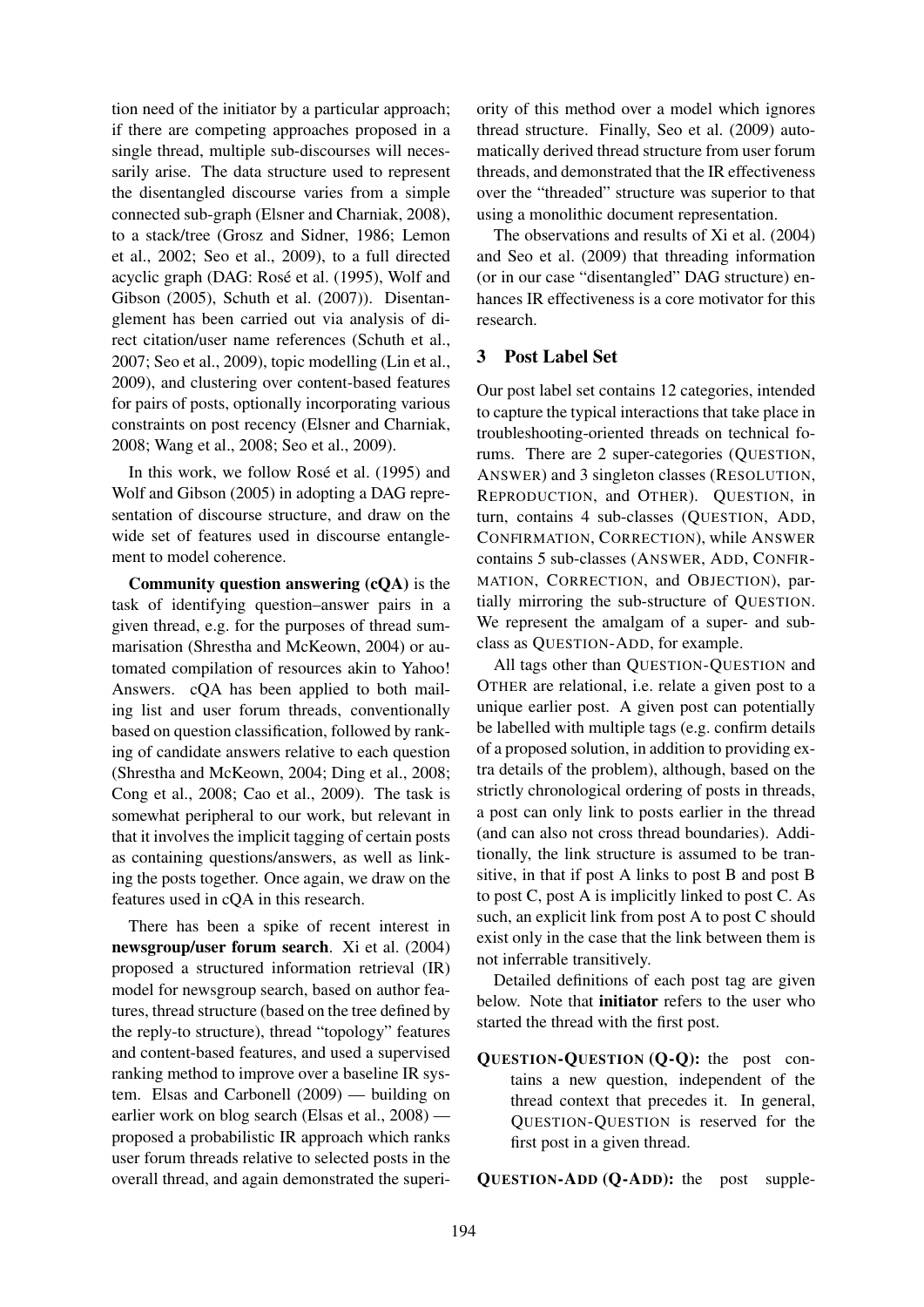tion need of the initiator by a particular approach; if there are competing approaches proposed in a single thread, multiple sub-discourses will necessarily arise. The data structure used to represent the disentangled discourse varies from a simple connected sub-graph (Elsner and Charniak, 2008), to a stack/tree (Grosz and Sidner, 1986; Lemon et al., 2002; Seo et al., 2009), to a full directed acyclic graph (DAG: Rosé et al. (1995), Wolf and Gibson (2005), Schuth et al. (2007)). Disentanglement has been carried out via analysis of direct citation/user name references (Schuth et al., 2007; Seo et al., 2009), topic modelling (Lin et al., 2009), and clustering over content-based features for pairs of posts, optionally incorporating various constraints on post recency (Elsner and Charniak, 2008; Wang et al., 2008; Seo et al., 2009).

In this work, we follow Rosé et al. (1995) and Wolf and Gibson (2005) in adopting a DAG representation of discourse structure, and draw on the wide set of features used in discourse entanglement to model coherence.

**Community question answering (cQA)** is the task of identifying question–answer pairs in a given thread, e.g. for the purposes of thread summarisation (Shrestha and McKeown, 2004) or automated compilation of resources akin to Yahoo! Answers. cQA has been applied to both mailing list and user forum threads, conventionally based on question classification, followed by ranking of candidate answers relative to each question (Shrestha and McKeown, 2004; Ding et al., 2008; Cong et al., 2008; Cao et al., 2009). The task is somewhat peripheral to our work, but relevant in that it involves the implicit tagging of certain posts as containing questions/answers, as well as linking the posts together. Once again, we draw on the features used in cQA in this research.

There has been a spike of recent interest in **newsgroup/user forum search**. Xi et al. (2004) proposed a structured information retrieval (IR) model for newsgroup search, based on author features, thread structure (based on the tree defined by the reply-to structure), thread "topology" features and content-based features, and used a supervised ranking method to improve over a baseline IR system. Elsas and Carbonell (2009) — building on earlier work on blog search (Elsas et al., 2008) — proposed a probabilistic IR approach which ranks user forum threads relative to selected posts in the overall thread, and again demonstrated the superiority of this method over a model which ignores thread structure. Finally, Seo et al. (2009) automatically derived thread structure from user forum threads, and demonstrated that the IR effectiveness over the "threaded" structure was superior to that using a monolithic document representation.

The observations and results of Xi et al. (2004) and Seo et al. (2009) that threading information (or in our case "disentangled" DAG structure) enhances IR effectiveness is a core motivator for this research.

## 3 Post Label Set

Our post label set contains 12 categories, intended to capture the typical interactions that take place in troubleshooting-oriented threads on technical forums. There are 2 super-categories (QUESTION, ANSWER) and 3 singleton classes (RESOLUTION, REPRODUCTION, and OTHER). QUESTION, in turn, contains 4 sub-classes (QUESTION, ADD, CONFIRMATION, CORRECTION), while ANSWER contains 5 sub-classes (ANSWER, ADD, CONFIRMATION, CORRECTION, and OBJECTION), partially mirroring the sub-structure of QUESTION. We represent the amalgam of a super- and subclass as QUESTION-ADD, for example.

All tags other than QUESTION-QUESTION and OTHER are relational, i.e. relate a given post to a unique earlier post. A given post can potentially be labelled with multiple tags (e.g. confirm details of a proposed solution, in addition to providing extra details of the problem), although, based on the strictly chronological ordering of posts in threads, a post can only link to posts earlier in the thread (and can also not cross thread boundaries). Additionally, the link structure is assumed to be transitive, in that if post A links to post B and post B to post C, post A is implicitly linked to post C. As such, an explicit link from post A to post C should exist only in the case that the link between them is not inferrable transitively.

Detailed definitions of each post tag are given below. Note that **initiator** refers to the user who started the thread with the first post.

**QUESTION-QUESTION (Q-Q):** the post contains a new question, independent of the thread context that precedes it. In general, QUESTION-QUESTION is reserved for the first post in a given thread.

**QUESTION-ADD (Q-ADD):** the post supple-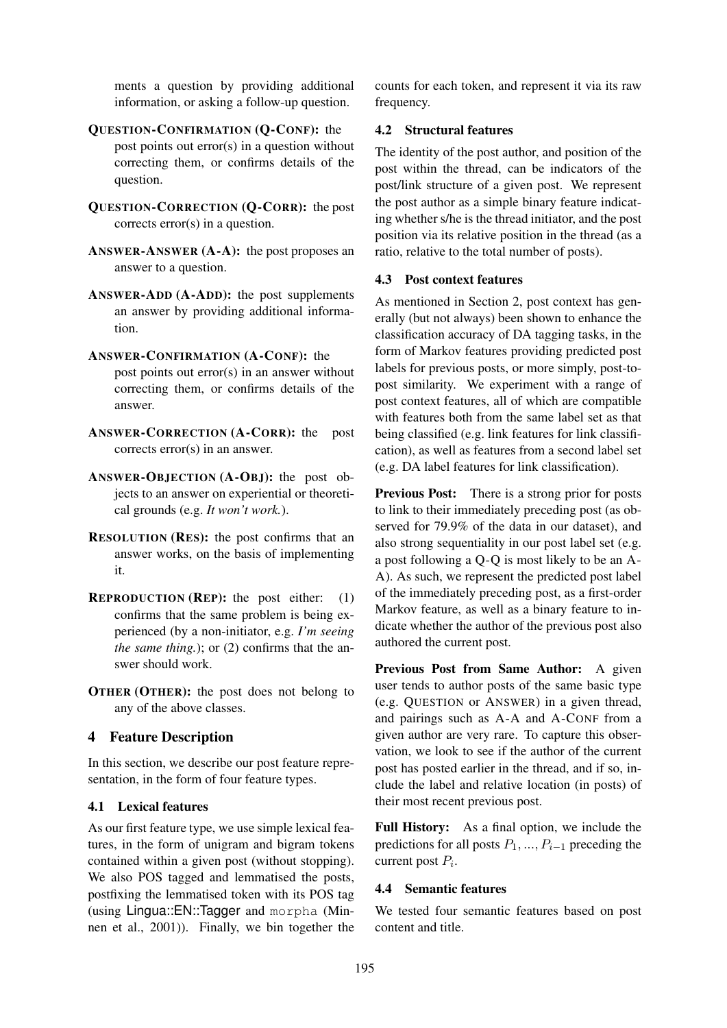ments a question by providing additional information, or asking a follow-up question.

**QUESTION-CONFIRMATION (Q-CONF):** the post points out error(s) in a question without correcting them, or confirms details of the question.

**QUESTION-CORRECTION (Q-CORR):** the post corrects error(s) in a question.

**ANSWER-ANSWER (A-A):** the post proposes an answer to a question.

**ANSWER-ADD (A-ADD):** the post supplements an answer by providing additional information.

**ANSWER-CONFIRMATION (A-CONF):** the post points out error(s) in an answer without correcting them, or confirms details of the answer.

**ANSWER-CORRECTION (A-CORR):** the post corrects error(s) in an answer.

**ANSWER-OBJECTION (A-OBJ):** the post objects to an answer on experiential or theoretical grounds (e.g. *It won't work.*).

**RESOLUTION (RES):** the post confirms that an answer works, on the basis of implementing it.

**REPRODUCTION (REP):** the post either: (1) confirms that the same problem is being experienced (by a non-initiator, e.g. *I'm seeing the same thing.*); or (2) confirms that the answer should work.

**OTHER (OTHER):** the post does not belong to any of the above classes.

## 4 Feature Description

In this section, we describe our post feature representation, in the form of four feature types.

### 4.1 Lexical features

As our first feature type, we use simple lexical features, in the form of unigram and bigram tokens contained within a given post (without stopping). We also POS tagged and lemmatised the posts, postfixing the lemmatised token with its POS tag (using Lingua::EN::Tagger and `morpha` (Minnen et al., 2001)). Finally, we bin together the counts for each token, and represent it via its raw frequency.

### 4.2 Structural features

The identity of the post author, and position of the post within the thread, can be indicators of the post/link structure of a given post. We represent the post author as a simple binary feature indicating whether s/he is the thread initiator, and the post position via its relative position in the thread (as a ratio, relative to the total number of posts).

### 4.3 Post context features

As mentioned in Section 2, post context has generally (but not always) been shown to enhance the classification accuracy of DA tagging tasks, in the form of Markov features providing predicted post labels for previous posts, or more simply, post-to-post similarity. We experiment with a range of post context features, all of which are compatible with features both from the same label set as that being classified (e.g. link features for link classification), as well as features from a second label set (e.g. DA label features for link classification).

**Previous Post:** There is a strong prior for posts to link to their immediately preceding post (as observed for 79.9% of the data in our dataset), and also strong sequentiality in our post label set (e.g. a post following a Q-Q is most likely to be an A-A). As such, we represent the predicted post label of the immediately preceding post, as a first-order Markov feature, as well as a binary feature to indicate whether the author of the previous post also authored the current post.

**Previous Post from Same Author:** A given user tends to author posts of the same basic type (e.g. QUESTION or ANSWER) in a given thread, and pairings such as A-A and A-CONF from a given author are very rare. To capture this observation, we look to see if the author of the current post has posted earlier in the thread, and if so, include the label and relative location (in posts) of their most recent previous post.

**Full History:** As a final option, we include the predictions for all posts $P_1, ..., P_{i-1}$ preceding the current post $P_i$.

### 4.4 Semantic features

We tested four semantic features based on post content and title.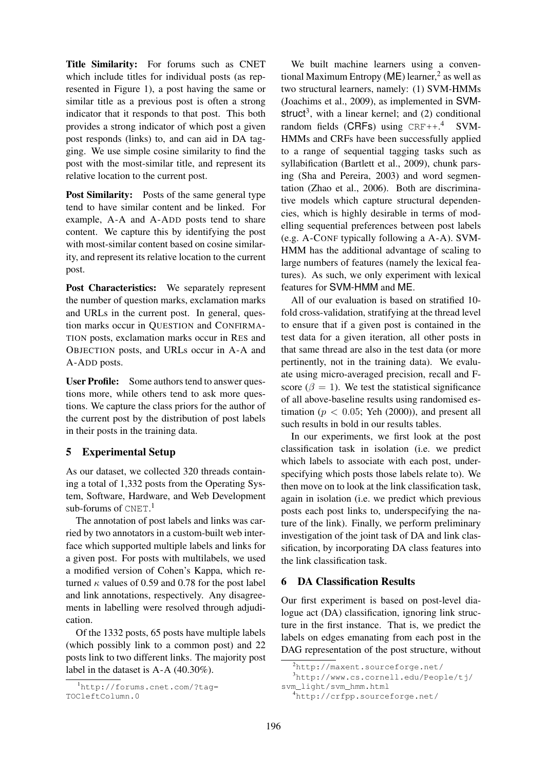**Title Similarity:** For forums such as CNET which include titles for individual posts (as represented in Figure 1), a post having the same or similar title as a previous post is often a strong indicator that it responds to that post. This both provides a strong indicator of which post a given post responds (links) to, and can aid in DA tagging. We use simple cosine similarity to find the post with the most-similar title, and represent its relative location to the current post.

**Post Similarity:** Posts of the same general type tend to have similar content and be linked. For example, A-A and A-ADD posts tend to share content. We capture this by identifying the post with most-similar content based on cosine similarity, and represent its relative location to the current post.

**Post Characteristics:** We separately represent the number of question marks, exclamation marks and URLs in the current post. In general, question marks occur in QUESTION and CONFIRMATION posts, exclamation marks occur in RES and OBJECTION posts, and URLs occur in A-A and A-ADD posts.

**User Profile:** Some authors tend to answer questions more, while others tend to ask more questions. We capture the class priors for the author of the current post by the distribution of post labels in their posts in the training data.

## 5 Experimental Setup

As our dataset, we collected 320 threads containing a total of 1,332 posts from the Operating System, Software, Hardware, and Web Development sub-forums of CNET.[1]

The annotation of post labels and links was carried by two annotators in a custom-built web interface which supported multiple labels and links for a given post. For posts with multilabels, we used a modified version of Cohen's Kappa, which returned $\kappa$ values of 0.59 and 0.78 for the post label and link annotations, respectively. Any disagreements in labelling were resolved through adjudication.

Of the 1332 posts, 65 posts have multiple labels (which possibly link to a common post) and 22 posts link to two different links. The majority post label in the dataset is A-A (40.30%).

We built machine learners using a conventional Maximum Entropy (ME) learner,[2] as well as two structural learners, namely: (1) SVM-HMMs (Joachims et al., 2009), as implemented in SVM-struct[3], with a linear kernel; and (2) conditional random fields (CRFs) using CRF++.[4] SVM-HMMs and CRFs have been successfully applied to a range of sequential tagging tasks such as syllabification (Bartlett et al., 2009), chunk parsing (Sha and Pereira, 2003) and word segmentation (Zhao et al., 2006). Both are discriminative models which capture structural dependencies, which is highly desirable in terms of modelling sequential preferences between post labels (e.g. A-CONF typically following a A-A). SVM-HMM has the additional advantage of scaling to large numbers of features (namely the lexical features). As such, we only experiment with lexical features for SVM-HMM and ME.

All of our evaluation is based on stratified 10-fold cross-validation, stratifying at the thread level to ensure that if a given post is contained in the test data for a given iteration, all other posts in that same thread are also in the test data (or more pertinently, not in the training data). We evaluate using micro-averaged precision, recall and F-score ($\beta = 1$). We test the statistical significance of all above-baseline results using randomised estimation ($p < 0.05$; Yeh (2000)), and present all such results in bold in our results tables.

In our experiments, we first look at the post classification task in isolation (i.e. we predict which labels to associate with each post, underspecifying which posts those labels relate to). We then move on to look at the link classification task, again in isolation (i.e. we predict which previous posts each post links to, underspecifying the nature of the link). Finally, we perform preliminary investigation of the joint task of DA and link classification, by incorporating DA class features into the link classification task.

## 6 DA Classification Results

Our first experiment is based on post-level dialogue act (DA) classification, ignoring link structure in the first instance. That is, we predict the labels on edges emanating from each post in the DAG representation of the post structure, without

[1] http://forums.cnet.com/?tag=TOCleftColumn.0

[2] http://maxent.sourceforge.net/

[3] http://www.cs.cornell.edu/People/tj/svm_light/svm_hmm.html

[4] http://crfpp.sourceforge.net/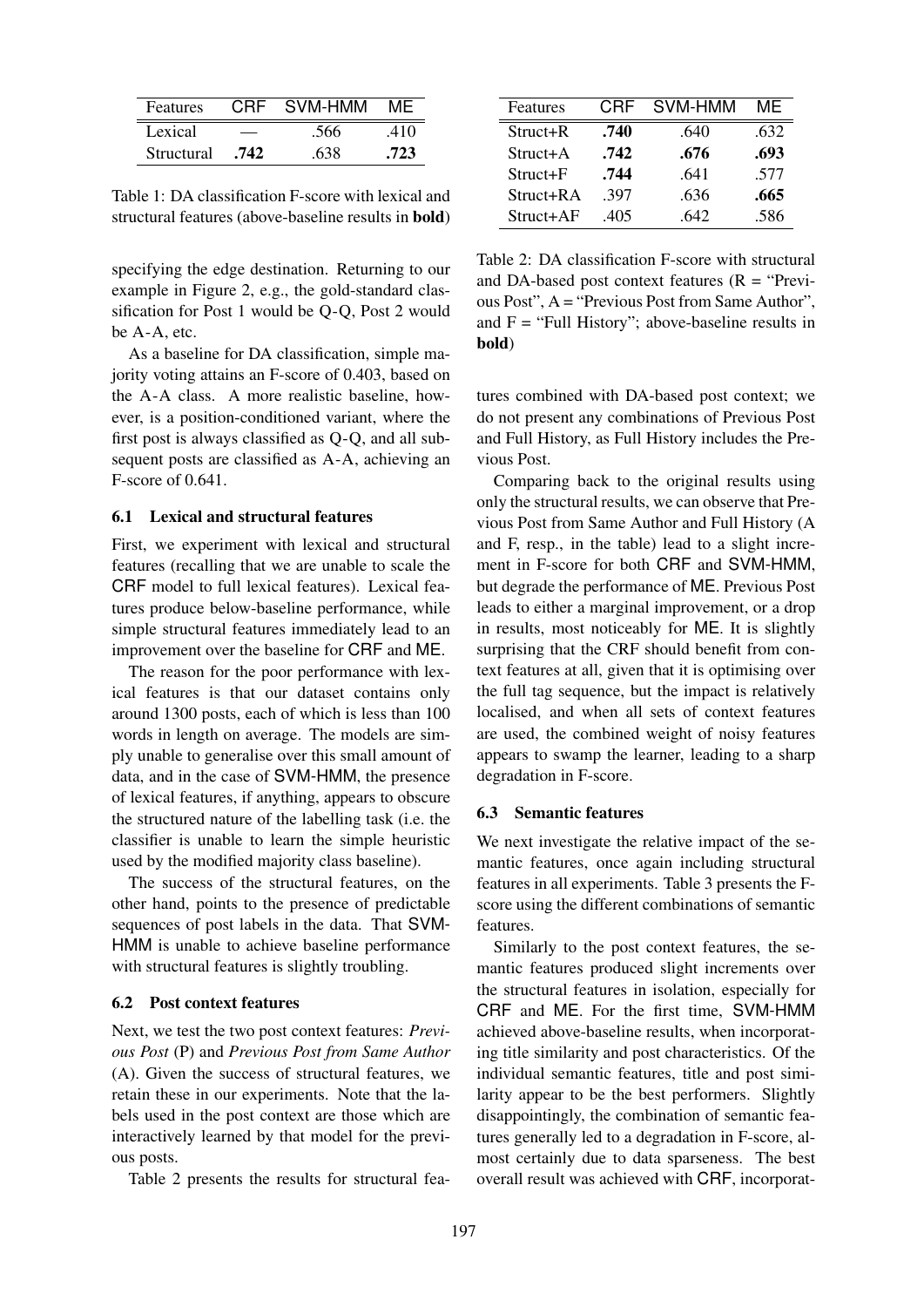| Features | CRF | SVM-HMM | ME |
|---|---|---|---|
| Lexical | — | .566 | .410 |
| Structural | **.742** | .638 | **.723** |

Table 1: DA classification F-score with lexical and structural features (above-baseline results in **bold**)

specifying the edge destination. Returning to our example in Figure 2, e.g., the gold-standard classification for Post 1 would be Q-Q, Post 2 would be A-A, etc.

As a baseline for DA classification, simple majority voting attains an F-score of 0.403, based on the A-A class. A more realistic baseline, however, is a position-conditioned variant, where the first post is always classified as Q-Q, and all subsequent posts are classified as A-A, achieving an F-score of 0.641.

### 6.1 Lexical and structural features

First, we experiment with lexical and structural features (recalling that we are unable to scale the CRF model to full lexical features). Lexical features produce below-baseline performance, while simple structural features immediately lead to an improvement over the baseline for CRF and ME.

The reason for the poor performance with lexical features is that our dataset contains only around 1300 posts, each of which is less than 100 words in length on average. The models are simply unable to generalise over this small amount of data, and in the case of SVM-HMM, the presence of lexical features, if anything, appears to obscure the structured nature of the labelling task (i.e. the classifier is unable to learn the simple heuristic used by the modified majority class baseline).

The success of the structural features, on the other hand, points to the presence of predictable sequences of post labels in the data. That SVM-HMM is unable to achieve baseline performance with structural features is slightly troubling.

### 6.2 Post context features

Next, we test the two post context features: *Previous Post* (P) and *Previous Post from Same Author* (A). Given the success of structural features, we retain these in our experiments. Note that the labels used in the post context are those which are interactively learned by that model for the previous posts.

Table 2 presents the results for structural features combined with DA-based post context; we do not present any combinations of Previous Post and Full History, as Full History includes the Previous Post.

| Features | CRF | SVM-HMM | ME |
|---|---|---|---|
| Struct+R | **.740** | .640 | .632 |
| Struct+A | **.742** | **.676** | **.693** |
| Struct+F | **.744** | .641 | .577 |
| Struct+RA | .397 | .636 | **.665** |
| Struct+AF | .405 | .642 | .586 |

Table 2: DA classification F-score with structural and DA-based post context features (R = "Previous Post", A = "Previous Post from Same Author", and F = "Full History"; above-baseline results in **bold**)

Comparing back to the original results using only the structural results, we can observe that Previous Post from Same Author and Full History (A and F, resp., in the table) lead to a slight increment in F-score for both CRF and SVM-HMM, but degrade the performance of ME. Previous Post leads to either a marginal improvement, or a drop in results, most noticeably for ME. It is slightly surprising that the CRF should benefit from context features at all, given that it is optimising over the full tag sequence, but the impact is relatively localised, and when all sets of context features are used, the combined weight of noisy features appears to swamp the learner, leading to a sharp degradation in F-score.

### 6.3 Semantic features

We next investigate the relative impact of the semantic features, once again including structural features in all experiments. Table 3 presents the F-score using the different combinations of semantic features.

Similarly to the post context features, the semantic features produced slight increments over the structural features in isolation, especially for CRF and ME. For the first time, SVM-HMM achieved above-baseline results, when incorporating title similarity and post characteristics. Of the individual semantic features, title and post similarity appear to be the best performers. Slightly disappointingly, the combination of semantic features generally led to a degradation in F-score, almost certainly due to data sparseness. The best overall result was achieved with CRF, incorporat-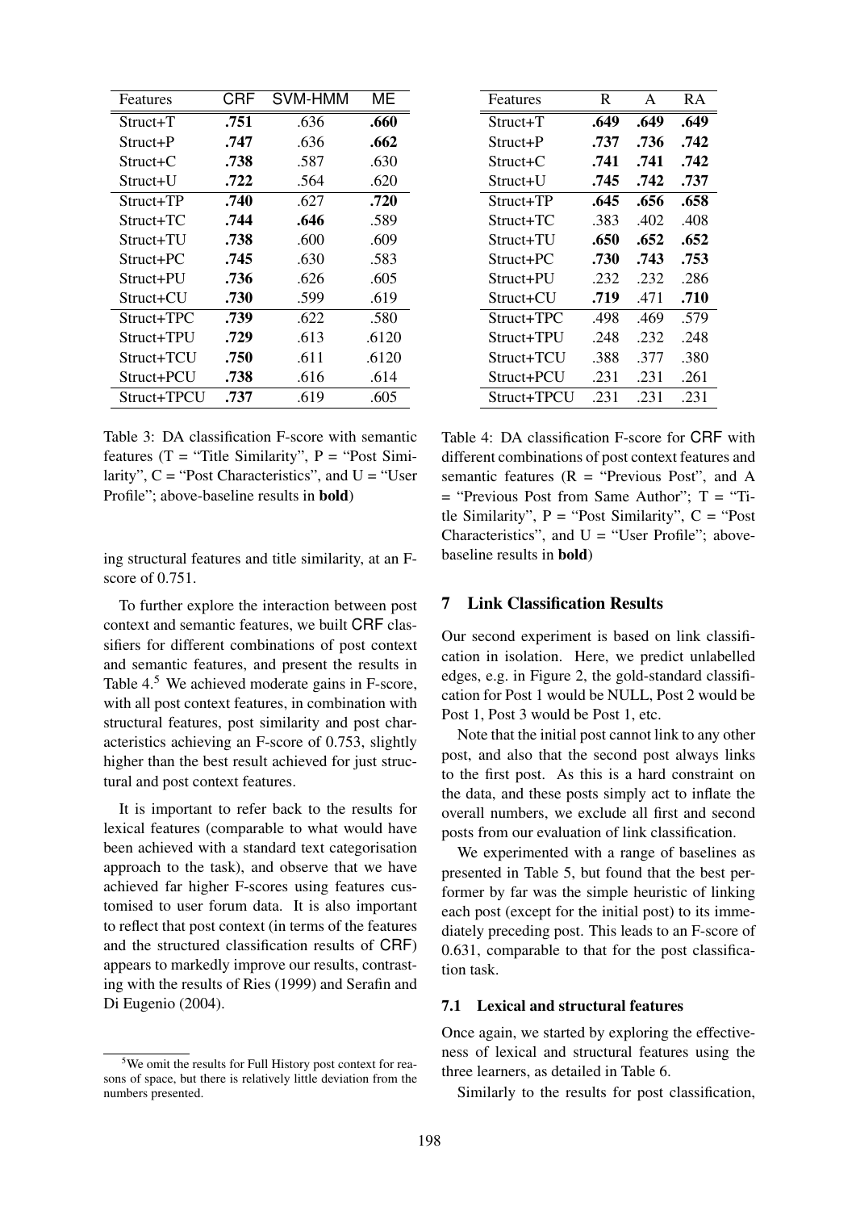| Features | CRF | SVM-HMM | ME |
|---|---|---|---|
| Struct+T | **.751** | .636 | **.660** |
| Struct+P | **.747** | .636 | **.662** |
| Struct+C | **.738** | .587 | .630 |
| Struct+U | **.722** | .564 | .620 |
| Struct+TP | **.740** | .627 | **.720** |
| Struct+TC | **.744** | **.646** | .589 |
| Struct+TU | **.738** | .600 | .609 |
| Struct+PC | **.745** | .630 | .583 |
| Struct+PU | **.736** | .626 | .605 |
| Struct+CU | **.730** | .599 | .619 |
| Struct+TPC | **.739** | .622 | .580 |
| Struct+TPU | **.729** | .613 | .6120 |
| Struct+TCU | **.750** | .611 | .6120 |
| Struct+PCU | **.738** | .616 | .614 |
| Struct+TPCU | **.737** | .619 | .605 |

Table 3: DA classification F-score with semantic features (T = "Title Similarity", P = "Post Similarity", C = "Post Characteristics", and U = "User Profile"; above-baseline results in **bold**)

ing structural features and title similarity, at an F-score of 0.751.

To further explore the interaction between post context and semantic features, we built CRF classifiers for different combinations of post context and semantic features, and present the results in Table 4.[5] We achieved moderate gains in F-score, with all post context features, in combination with structural features, post similarity and post characteristics achieving an F-score of 0.753, slightly higher than the best result achieved for just structural and post context features.

It is important to refer back to the results for lexical features (comparable to what would have been achieved with a standard text categorisation approach to the task), and observe that we have achieved far higher F-scores using features customised to user forum data. It is also important to reflect that post context (in terms of the features and the structured classification results of CRF) appears to markedly improve our results, contrasting with the results of Ries (1999) and Serafin and Di Eugenio (2004).

[5] We omit the results for Full History post context for reasons of space, but there is relatively little deviation from the numbers presented.

| Features | R | A | RA |
|---|---|---|---|
| Struct+T | **.649** | **.649** | **.649** |
| Struct+P | **.737** | **.736** | **.742** |
| Struct+C | **.741** | **.741** | **.742** |
| Struct+U | **.745** | **.742** | **.737** |
| Struct+TP | **.645** | **.656** | **.658** |
| Struct+TC | .383 | .402 | .408 |
| Struct+TU | **.650** | **.652** | **.652** |
| Struct+PC | **.730** | **.743** | **.753** |
| Struct+PU | .232 | .232 | .286 |
| Struct+CU | **.719** | .471 | **.710** |
| Struct+TPC | .498 | .469 | .579 |
| Struct+TPU | .248 | .232 | .248 |
| Struct+TCU | .388 | .377 | .380 |
| Struct+PCU | .231 | .231 | .261 |
| Struct+TPCU | .231 | .231 | .231 |

Table 4: DA classification F-score for CRF with different combinations of post context features and semantic features (R = "Previous Post", and A = "Previous Post from Same Author"; T = "Title Similarity", P = "Post Similarity", C = "Post Characteristics", and U = "User Profile"; above-baseline results in **bold**)

## 7 Link Classification Results

Our second experiment is based on link classification in isolation. Here, we predict unlabelled edges, e.g. in Figure 2, the gold-standard classification for Post 1 would be NULL, Post 2 would be Post 1, Post 3 would be Post 1, etc.

Note that the initial post cannot link to any other post, and also that the second post always links to the first post. As this is a hard constraint on the data, and these posts simply act to inflate the overall numbers, we exclude all first and second posts from our evaluation of link classification.

We experimented with a range of baselines as presented in Table 5, but found that the best performer by far was the simple heuristic of linking each post (except for the initial post) to its immediately preceding post. This leads to an F-score of 0.631, comparable to that for the post classification task.

### 7.1 Lexical and structural features

Once again, we started by exploring the effectiveness of lexical and structural features using the three learners, as detailed in Table 6.

Similarly to the results for post classification,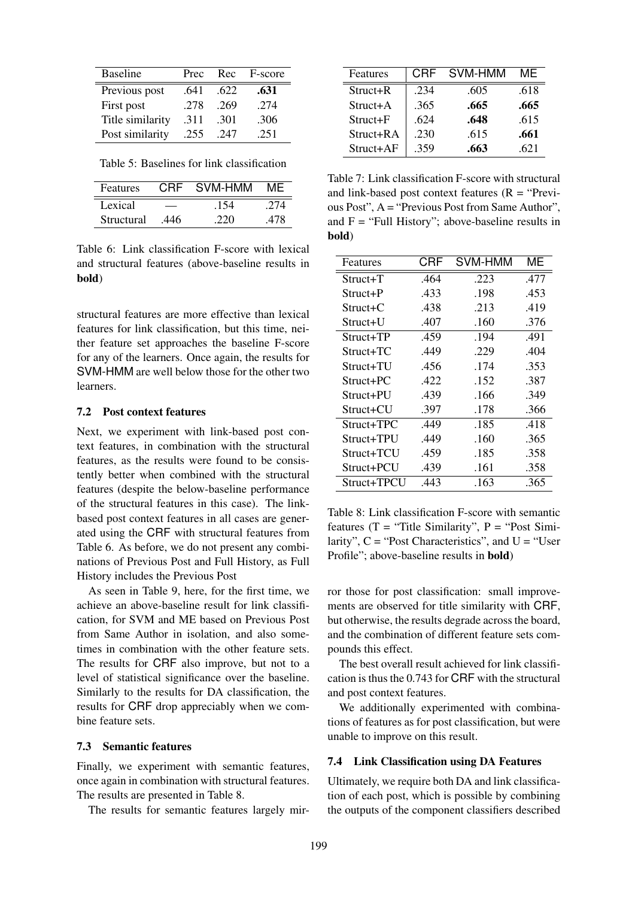| Baseline | Prec | Rec | F-score |
|---|---|---|---|
| Previous post | .641 | .622 | **.631** |
| First post | .278 | .269 | .274 |
| Title similarity | .311 | .301 | .306 |
| Post similarity | .255 | .247 | .251 |

Table 5: Baselines for link classification

| Features | CRF | SVM-HMM | ME |
|---|---|---|---|
| Lexical | — | .154 | .274 |
| Structural | .446 | .220 | .478 |

Table 6: Link classification F-score with lexical and structural features (above-baseline results in **bold**)

structural features are more effective than lexical features for link classification, but this time, neither feature set approaches the baseline F-score for any of the learners. Once again, the results for SVM-HMM are well below those for the other two learners.

### 7.2 Post context features

Next, we experiment with link-based post context features, in combination with the structural features, as the results were found to be consistently better when combined with the structural features (despite the below-baseline performance of the structural features in this case). The link-based post context features in all cases are generated using the CRF with structural features from Table 6. As before, we do not present any combinations of Previous Post and Full History, as Full History includes the Previous Post

As seen in Table 9, here, for the first time, we achieve an above-baseline result for link classification, for SVM and ME based on Previous Post from Same Author in isolation, and also sometimes in combination with the other feature sets. The results for CRF also improve, but not to a level of statistical significance over the baseline. Similarly to the results for DA classification, the results for CRF drop appreciably when we combine feature sets.

### 7.3 Semantic features

Finally, we experiment with semantic features, once again in combination with structural features. The results are presented in Table 8.

The results for semantic features largely mirror those for post classification: small improvements are observed for title similarity with CRF, but otherwise, the results degrade across the board, and the combination of different feature sets compounds this effect.

The best overall result achieved for link classification is thus the 0.743 for CRF with the structural and post context features.

We additionally experimented with combinations of features as for post classification, but were unable to improve on this result.

| Features | CRF | SVM-HMM | ME |
|---|---|---|---|
| Struct+R | .234 | .605 | .618 |
| Struct+A | .365 | **.665** | **.665** |
| Struct+F | .624 | **.648** | .615 |
| Struct+RA | .230 | .615 | **.661** |
| Struct+AF | .359 | **.663** | .621 |

Table 7: Link classification F-score with structural and link-based post context features (R = "Previous Post", A = "Previous Post from Same Author", and F = "Full History"; above-baseline results in **bold**)

| Features | CRF | SVM-HMM | ME |
|---|---|---|---|
| Struct+T | .464 | .223 | .477 |
| Struct+P | .433 | .198 | .453 |
| Struct+C | .438 | .213 | .419 |
| Struct+U | .407 | .160 | .376 |
| Struct+TP | .459 | .194 | .491 |
| Struct+TC | .449 | .229 | .404 |
| Struct+TU | .456 | .174 | .353 |
| Struct+PC | .422 | .152 | .387 |
| Struct+PU | .439 | .166 | .349 |
| Struct+CU | .397 | .178 | .366 |
| Struct+TPC | .449 | .185 | .418 |
| Struct+TPU | .449 | .160 | .365 |
| Struct+TCU | .459 | .185 | .358 |
| Struct+PCU | .439 | .161 | .358 |
| Struct+TPCU | .443 | .163 | .365 |

Table 8: Link classification F-score with semantic features (T = "Title Similarity", P = "Post Similarity", C = "Post Characteristics", and U = "User Profile"; above-baseline results in **bold**)

### 7.4 Link Classification using DA Features

Ultimately, we require both DA and link classification of each post, which is possible by combining the outputs of the component classifiers described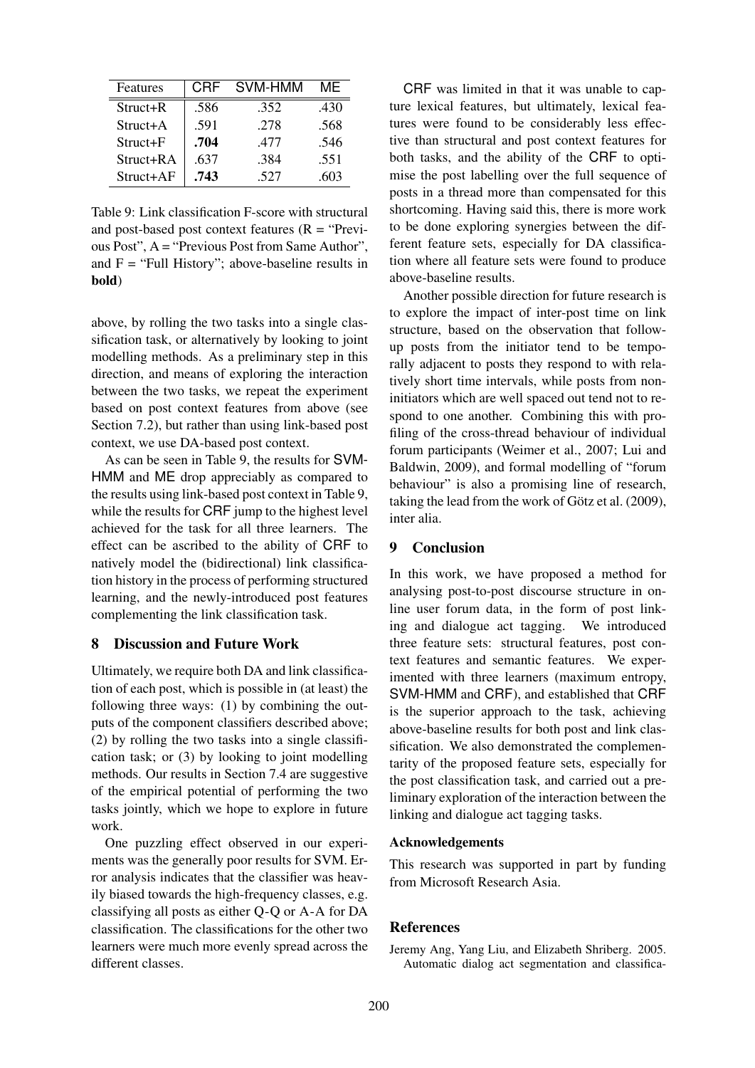| Features | CRF | SVM-HMM | ME |
|---|---|---|---|
| Struct+R | .586 | .352 | .430 |
| Struct+A | .591 | .278 | .568 |
| Struct+F | **.704** | .477 | .546 |
| Struct+RA | .637 | .384 | .551 |
| Struct+AF | **.743** | .527 | .603 |

Table 9: Link classification F-score with structural and post-based post context features (R = "Previous Post", A = "Previous Post from Same Author", and F = "Full History"; above-baseline results in **bold**)

above, by rolling the two tasks into a single classification task, or alternatively by looking to joint modelling methods. As a preliminary step in this direction, and means of exploring the interaction between the two tasks, we repeat the experiment based on post context features from above (see Section 7.2), but rather than using link-based post context, we use DA-based post context.

As can be seen in Table 9, the results for SVM-HMM and ME drop appreciably as compared to the results using link-based post context in Table 9, while the results for CRF jump to the highest level achieved for the task for all three learners. The effect can be ascribed to the ability of CRF to natively model the (bidirectional) link classification history in the process of performing structured learning, and the newly-introduced post features complementing the link classification task.

## 8 Discussion and Future Work

Ultimately, we require both DA and link classification of each post, which is possible in (at least) the following three ways: (1) by combining the outputs of the component classifiers described above; (2) by rolling the two tasks into a single classification task; or (3) by looking to joint modelling methods. Our results in Section 7.4 are suggestive of the empirical potential of performing the two tasks jointly, which we hope to explore in future work.

One puzzling effect observed in our experiments was the generally poor results for SVM. Error analysis indicates that the classifier was heavily biased towards the high-frequency classes, e.g. classifying all posts as either Q-Q or A-A for DA classification. The classifications for the other two learners were much more evenly spread across the different classes.

CRF was limited in that it was unable to capture lexical features, but ultimately, lexical features were found to be considerably less effective than structural and post context features for both tasks, and the ability of the CRF to optimise the post labelling over the full sequence of posts in a thread more than compensated for this shortcoming. Having said this, there is more work to be done exploring synergies between the different feature sets, especially for DA classification where all feature sets were found to produce above-baseline results.

Another possible direction for future research is to explore the impact of inter-post time on link structure, based on the observation that follow-up posts from the initiator tend to be temporally adjacent to posts they respond to with relatively short time intervals, while posts from non-initiators which are well spaced out tend not to respond to one another. Combining this with profiling of the cross-thread behaviour of individual forum participants (Weimer et al., 2007; Lui and Baldwin, 2009), and formal modelling of "forum behaviour" is also a promising line of research, taking the lead from the work of Götz et al. (2009), inter alia.

## 9 Conclusion

In this work, we have proposed a method for analysing post-to-post discourse structure in online user forum data, in the form of post linking and dialogue act tagging. We introduced three feature sets: structural features, post context features and semantic features. We experimented with three learners (maximum entropy, SVM-HMM and CRF), and established that CRF is the superior approach to the task, achieving above-baseline results for both post and link classification. We also demonstrated the complementarity of the proposed feature sets, especially for the post classification task, and carried out a preliminary exploration of the interaction between the linking and dialogue act tagging tasks.

### Acknowledgements

This research was supported in part by funding from Microsoft Research Asia.

## References

Jeremy Ang, Yang Liu, and Elizabeth Shriberg. 2005. Automatic dialog act segmentation and classifica-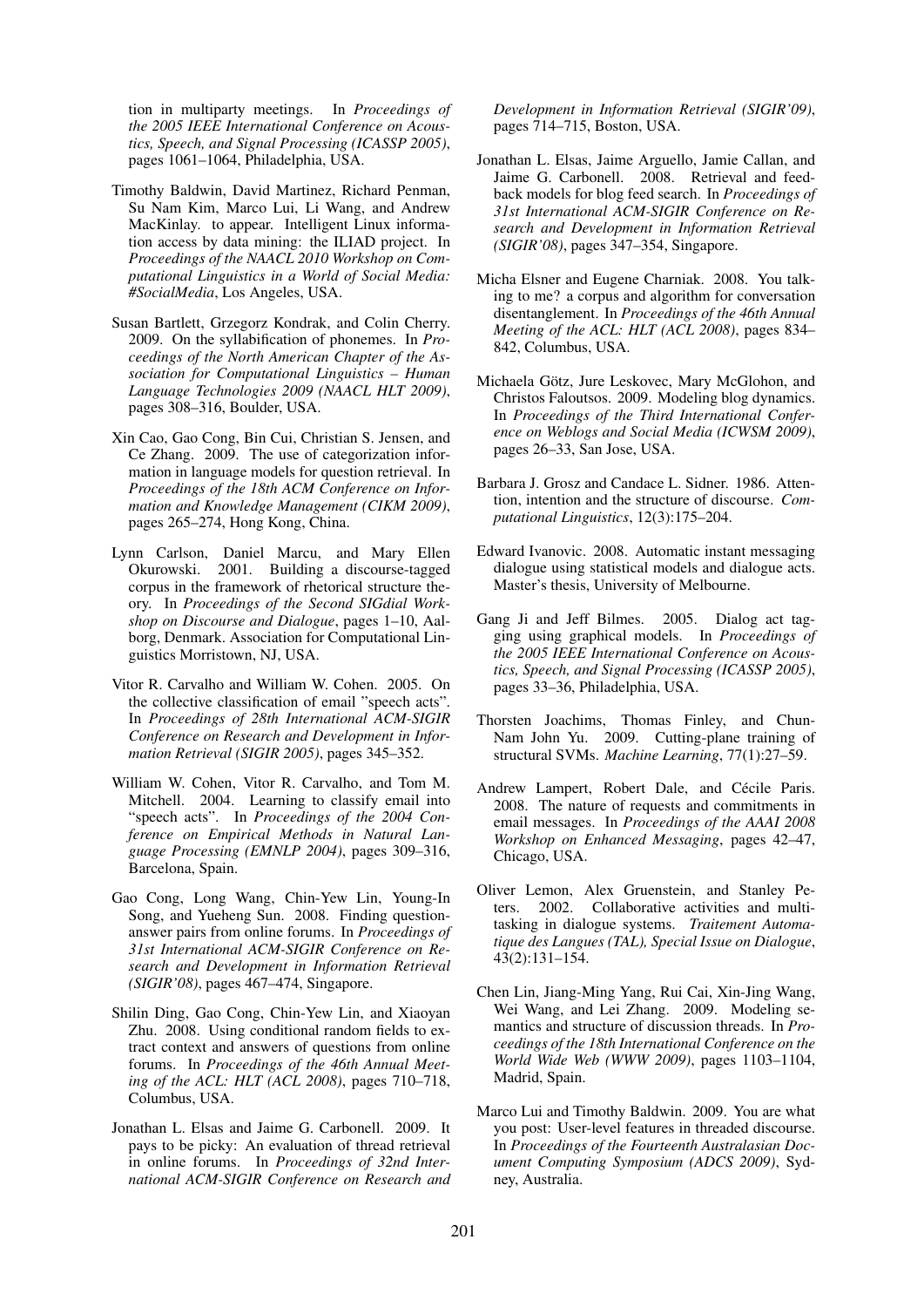tion in multiparty meetings. In *Proceedings of the 2005 IEEE International Conference on Acoustics, Speech, and Signal Processing (ICASSP 2005)*, pages 1061–1064, Philadelphia, USA.

Timothy Baldwin, David Martinez, Richard Penman, Su Nam Kim, Marco Lui, Li Wang, and Andrew MacKinlay. to appear. Intelligent Linux information access by data mining: the ILIAD project. In *Proceedings of the NAACL 2010 Workshop on Computational Linguistics in a World of Social Media: #SocialMedia*, Los Angeles, USA.

Susan Bartlett, Grzegorz Kondrak, and Colin Cherry. 2009. On the syllabification of phonemes. In *Proceedings of the North American Chapter of the Association for Computational Linguistics – Human Language Technologies 2009 (NAACL HLT 2009)*, pages 308–316, Boulder, USA.

Xin Cao, Gao Cong, Bin Cui, Christian S. Jensen, and Ce Zhang. 2009. The use of categorization information in language models for question retrieval. In *Proceedings of the 18th ACM Conference on Information and Knowledge Management (CIKM 2009)*, pages 265–274, Hong Kong, China.

Lynn Carlson, Daniel Marcu, and Mary Ellen Okurowski. 2001. Building a discourse-tagged corpus in the framework of rhetorical structure theory. In *Proceedings of the Second SIGdial Workshop on Discourse and Dialogue*, pages 1–10, Aalborg, Denmark. Association for Computational Linguistics Morristown, NJ, USA.

Vitor R. Carvalho and William W. Cohen. 2005. On the collective classification of email "speech acts". In *Proceedings of 28th International ACM-SIGIR Conference on Research and Development in Information Retrieval (SIGIR 2005)*, pages 345–352.

William W. Cohen, Vitor R. Carvalho, and Tom M. Mitchell. 2004. Learning to classify email into "speech acts". In *Proceedings of the 2004 Conference on Empirical Methods in Natural Language Processing (EMNLP 2004)*, pages 309–316, Barcelona, Spain.

Gao Cong, Long Wang, Chin-Yew Lin, Young-In Song, and Yueheng Sun. 2008. Finding question-answer pairs from online forums. In *Proceedings of 31st International ACM-SIGIR Conference on Research and Development in Information Retrieval (SIGIR'08)*, pages 467–474, Singapore.

Shilin Ding, Gao Cong, Chin-Yew Lin, and Xiaoyan Zhu. 2008. Using conditional random fields to extract context and answers of questions from online forums. In *Proceedings of the 46th Annual Meeting of the ACL: HLT (ACL 2008)*, pages 710–718, Columbus, USA.

Jonathan L. Elsas and Jaime G. Carbonell. 2009. It pays to be picky: An evaluation of thread retrieval in online forums. In *Proceedings of 32nd International ACM-SIGIR Conference on Research and Development in Information Retrieval (SIGIR'09)*, pages 714–715, Boston, USA.

Jonathan L. Elsas, Jaime Arguello, Jamie Callan, and Jaime G. Carbonell. 2008. Retrieval and feedback models for blog feed search. In *Proceedings of 31st International ACM-SIGIR Conference on Research and Development in Information Retrieval (SIGIR'08)*, pages 347–354, Singapore.

Micha Elsner and Eugene Charniak. 2008. You talking to me? a corpus and algorithm for conversation disentanglement. In *Proceedings of the 46th Annual Meeting of the ACL: HLT (ACL 2008)*, pages 834–842, Columbus, USA.

Michaela Götz, Jure Leskovec, Mary McGlohon, and Christos Faloutsos. 2009. Modeling blog dynamics. In *Proceedings of the Third International Conference on Weblogs and Social Media (ICWSM 2009)*, pages 26–33, San Jose, USA.

Barbara J. Grosz and Candace L. Sidner. 1986. Attention, intention and the structure of discourse. *Computational Linguistics*, 12(3):175–204.

Edward Ivanovic. 2008. Automatic instant messaging dialogue using statistical models and dialogue acts. Master's thesis, University of Melbourne.

Gang Ji and Jeff Bilmes. 2005. Dialog act tagging using graphical models. In *Proceedings of the 2005 IEEE International Conference on Acoustics, Speech, and Signal Processing (ICASSP 2005)*, pages 33–36, Philadelphia, USA.

Thorsten Joachims, Thomas Finley, and Chun-Nam John Yu. 2009. Cutting-plane training of structural SVMs. *Machine Learning*, 77(1):27–59.

Andrew Lampert, Robert Dale, and Cécile Paris. 2008. The nature of requests and commitments in email messages. In *Proceedings of the AAAI 2008 Workshop on Enhanced Messaging*, pages 42–47, Chicago, USA.

Oliver Lemon, Alex Gruenstein, and Stanley Peters. 2002. Collaborative activities and multitasking in dialogue systems. *Traitement Automatique des Langues (TAL), Special Issue on Dialogue*, 43(2):131–154.

Chen Lin, Jiang-Ming Yang, Rui Cai, Xin-Jing Wang, Wei Wang, and Lei Zhang. 2009. Modeling semantics and structure of discussion threads. In *Proceedings of the 18th International Conference on the World Wide Web (WWW 2009)*, pages 1103–1104, Madrid, Spain.

Marco Lui and Timothy Baldwin. 2009. You are what you post: User-level features in threaded discourse. In *Proceedings of the Fourteenth Australasian Document Computing Symposium (ADCS 2009)*, Sydney, Australia.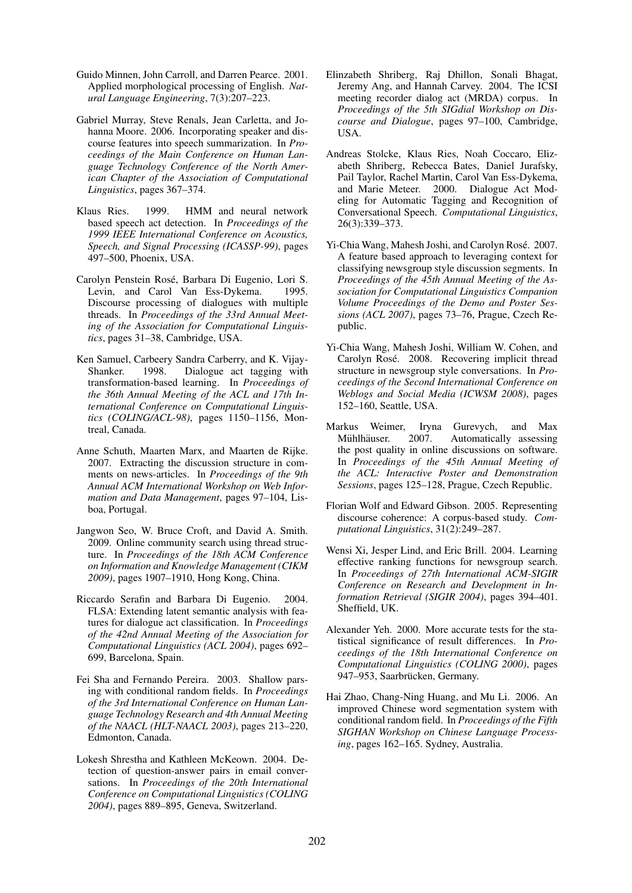Guido Minnen, John Carroll, and Darren Pearce. 2001. Applied morphological processing of English. *Natural Language Engineering*, 7(3):207–223.

Gabriel Murray, Steve Renals, Jean Carletta, and Johanna Moore. 2006. Incorporating speaker and discourse features into speech summarization. In *Proceedings of the Main Conference on Human Language Technology Conference of the North American Chapter of the Association of Computational Linguistics*, pages 367–374.

Klaus Ries. 1999. HMM and neural network based speech act detection. In *Proceedings of the 1999 IEEE International Conference on Acoustics, Speech, and Signal Processing (ICASSP-99)*, pages 497–500, Phoenix, USA.

Carolyn Penstein Rosé, Barbara Di Eugenio, Lori S. Levin, and Carol Van Ess-Dykema. 1995. Discourse processing of dialogues with multiple threads. In *Proceedings of the 33rd Annual Meeting of the Association for Computational Linguistics*, pages 31–38, Cambridge, USA.

Ken Samuel, Carbeery Sandra Carberry, and K. Vijay-Shanker. 1998. Dialogue act tagging with transformation-based learning. In *Proceedings of the 36th Annual Meeting of the ACL and 17th International Conference on Computational Linguistics (COLING/ACL-98)*, pages 1150–1156, Montreal, Canada.

Anne Schuth, Maarten Marx, and Maarten de Rijke. 2007. Extracting the discussion structure in comments on news-articles. In *Proceedings of the 9th Annual ACM International Workshop on Web Information and Data Management*, pages 97–104, Lisboa, Portugal.

Jangwon Seo, W. Bruce Croft, and David A. Smith. 2009. Online community search using thread structure. In *Proceedings of the 18th ACM Conference on Information and Knowledge Management (CIKM 2009)*, pages 1907–1910, Hong Kong, China.

Riccardo Serafin and Barbara Di Eugenio. 2004. FLSA: Extending latent semantic analysis with features for dialogue act classification. In *Proceedings of the 42nd Annual Meeting of the Association for Computational Linguistics (ACL 2004)*, pages 692–699, Barcelona, Spain.

Fei Sha and Fernando Pereira. 2003. Shallow parsing with conditional random fields. In *Proceedings of the 3rd International Conference on Human Language Technology Research and 4th Annual Meeting of the NAACL (HLT-NAACL 2003)*, pages 213–220, Edmonton, Canada.

Lokesh Shrestha and Kathleen McKeown. 2004. Detection of question-answer pairs in email conversations. In *Proceedings of the 20th International Conference on Computational Linguistics (COLING 2004)*, pages 889–895, Geneva, Switzerland.

Elinzabeth Shriberg, Raj Dhillon, Sonali Bhagat, Jeremy Ang, and Hannah Carvey. 2004. The ICSI meeting recorder dialog act (MRDA) corpus. In *Proceedings of the 5th SIGdial Workshop on Discourse and Dialogue*, pages 97–100, Cambridge, USA.

Andreas Stolcke, Klaus Ries, Noah Coccaro, Elizabeth Shriberg, Rebecca Bates, Daniel Jurafsky, Pail Taylor, Rachel Martin, Carol Van Ess-Dykema, and Marie Meteer. 2000. Dialogue Act Modeling for Automatic Tagging and Recognition of Conversational Speech. *Computational Linguistics*, 26(3):339–373.

Yi-Chia Wang, Mahesh Joshi, and Carolyn Rosé. 2007. A feature based approach to leveraging context for classifying newsgroup style discussion segments. In *Proceedings of the 45th Annual Meeting of the Association for Computational Linguistics Companion Volume Proceedings of the Demo and Poster Sessions (ACL 2007)*, pages 73–76, Prague, Czech Republic.

Yi-Chia Wang, Mahesh Joshi, William W. Cohen, and Carolyn Rosé. 2008. Recovering implicit thread structure in newsgroup style conversations. In *Proceedings of the Second International Conference on Weblogs and Social Media (ICWSM 2008)*, pages 152–160, Seattle, USA.

Markus Weimer, Iryna Gurevych, and Max Mühlhäuser. 2007. Automatically assessing the post quality in online discussions on software. In *Proceedings of the 45th Annual Meeting of the ACL: Interactive Poster and Demonstration Sessions*, pages 125–128, Prague, Czech Republic.

Florian Wolf and Edward Gibson. 2005. Representing discourse coherence: A corpus-based study. *Computational Linguistics*, 31(2):249–287.

Wensi Xi, Jesper Lind, and Eric Brill. 2004. Learning effective ranking functions for newsgroup search. In *Proceedings of 27th International ACM-SIGIR Conference on Research and Development in Information Retrieval (SIGIR 2004)*, pages 394–401. Sheffield, UK.

Alexander Yeh. 2000. More accurate tests for the statistical significance of result differences. In *Proceedings of the 18th International Conference on Computational Linguistics (COLING 2000)*, pages 947–953, Saarbrücken, Germany.

Hai Zhao, Chang-Ning Huang, and Mu Li. 2006. An improved Chinese word segmentation system with conditional random field. In *Proceedings of the Fifth SIGHAN Workshop on Chinese Language Processing*, pages 162–165. Sydney, Australia.